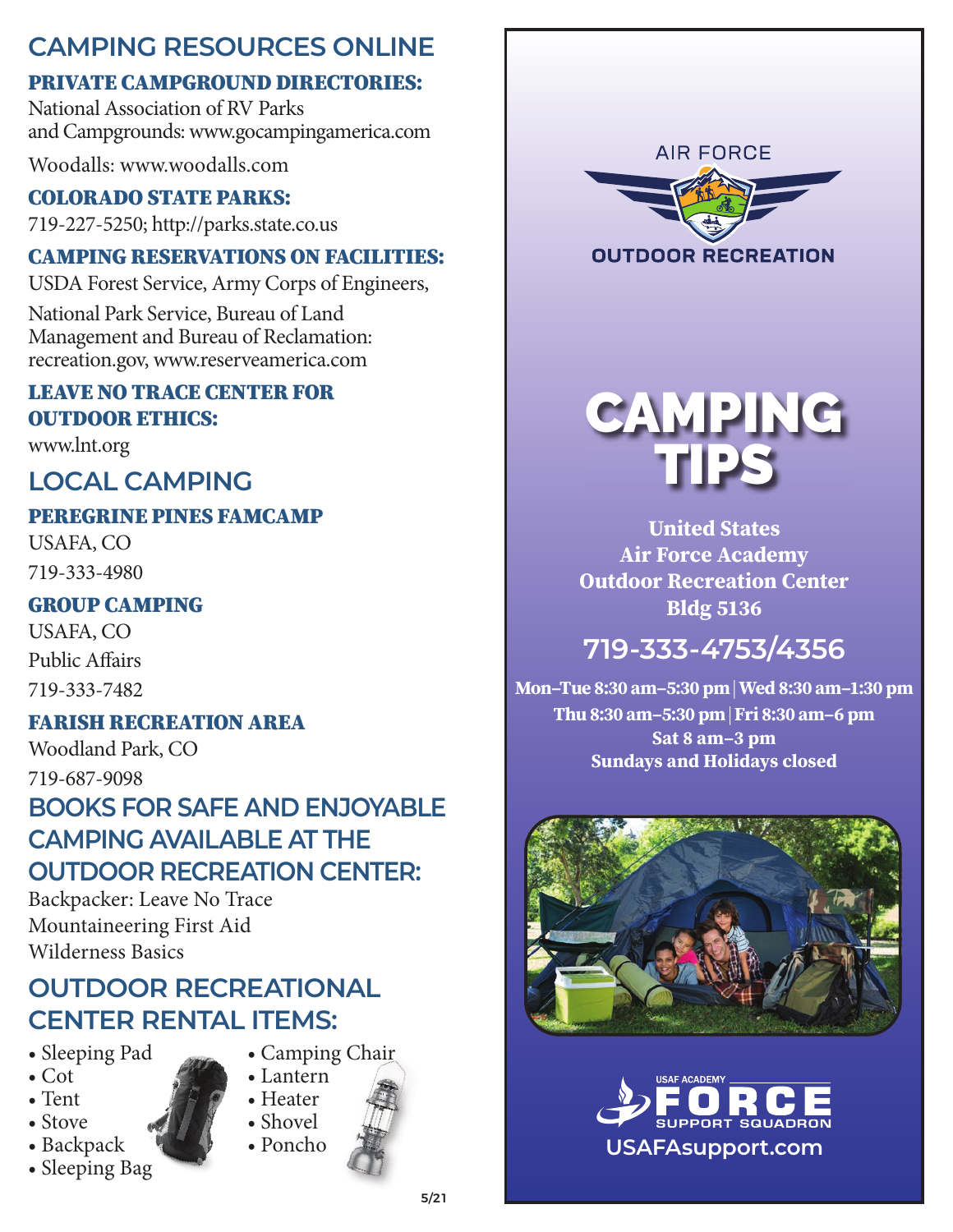## CAMPING RESOURCES ONLINE

### PRIVATE CAMPGROUND DIRECTORIES:

National Association of RV Parks and Campgrounds: www.gocampingamerica.com

Woodalls: www.woodalls.com

### COLORADO STATE PARKS:

719-227-5250; http://parks.state.co.us

### CAMPING RESERVATIONS ON FACILITIES:

USDA Forest Service, Army Corps of Engineers,

National Park Service, Bureau of Land Management and Bureau of Reclamation: recreation.gov, www.reserveamerica.com

### LEAVE NO TRACE CENTER FOR OUTDOOR ETHICS:

www.lnt.org

## LOCAL CAMPING

### PEREGRINE PINES FAMCAMP

USAFA, CO

719-333-4980

### GROUP CAMPING

USAFA, CO

Public Affairs

719-333-7482

### FARISH RECREATION AREA

Woodland Park, CO

719-687-9098

## BOOKS FOR SAFE AND ENJOYABLE CAMPING AVAILABLE AT THE OUTDOOR RECREATION CENTER:

Backpacker: Leave No Trace
Mountaineering First Aid
Wilderness Basics

## OUTDOOR RECREATIONAL CENTER RENTAL ITEMS:

- Sleeping Pad
- Cot
- Tent
- Stove
- Backpack
- Sleeping Bag
- Camping Chair
- Lantern
- Heater
- Shovel
- Poncho

5/21

AIR FORCE
OUTDOOR RECREATION

# CAMPING TIPS

**United States Air Force Academy Outdoor Recreation Center Bldg 5136**

## 719-333-4753/4356

**Mon–Tue 8:30 am–5:30 pm | Wed 8:30 am–1:30 pm**
**Thu 8:30 am–5:30 pm | Fri 8:30 am–6 pm**
**Sat 8 am–3 pm**
**Sundays and Holidays closed**

USAF ACADEMY FORCE SUPPORT SQUADRON

USAFAsupport.com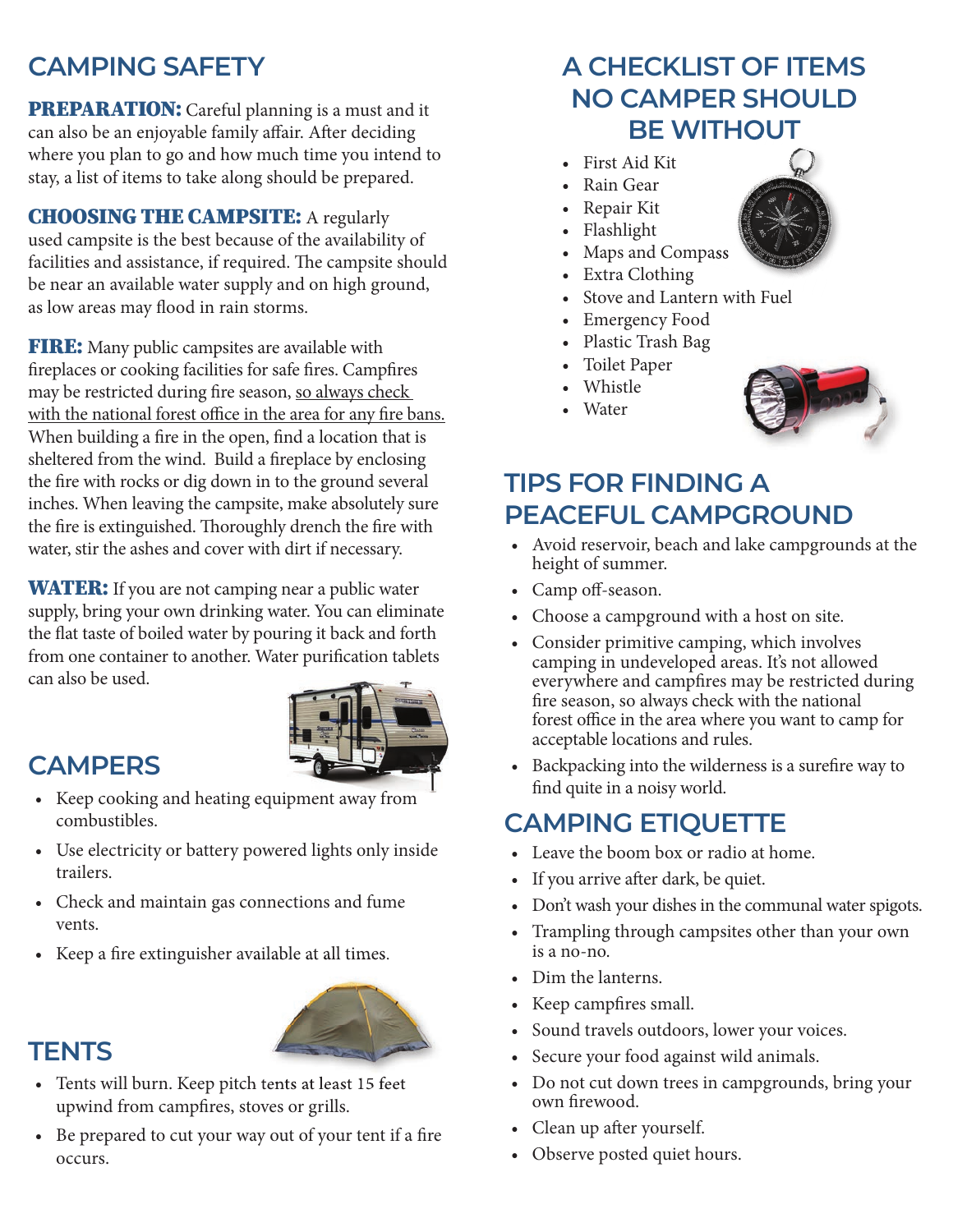## CAMPING SAFETY

**PREPARATION:** Careful planning is a must and it can also be an enjoyable family affair. After deciding where you plan to go and how much time you intend to stay, a list of items to take along should be prepared.

**CHOOSING THE CAMPSITE:** A regularly used campsite is the best because of the availability of facilities and assistance, if required. The campsite should be near an available water supply and on high ground, as low areas may flood in rain storms.

**FIRE:** Many public campsites are available with fireplaces or cooking facilities for safe fires. Campfires may be restricted during fire season, so always check with the national forest office in the area for any fire bans. When building a fire in the open, find a location that is sheltered from the wind. Build a fireplace by enclosing the fire with rocks or dig down in to the ground several inches. When leaving the campsite, make absolutely sure the fire is extinguished. Thoroughly drench the fire with water, stir the ashes and cover with dirt if necessary.

**WATER:** If you are not camping near a public water supply, bring your own drinking water. You can eliminate the flat taste of boiled water by pouring it back and forth from one container to another. Water purification tablets can also be used.

## CAMPERS

- Keep cooking and heating equipment away from combustibles.
- Use electricity or battery powered lights only inside trailers.
- Check and maintain gas connections and fume vents.
- Keep a fire extinguisher available at all times.

## TENTS

- Tents will burn. Keep pitch tents at least 15 feet upwind from campfires, stoves or grills.
- Be prepared to cut your way out of your tent if a fire occurs.

## A CHECKLIST OF ITEMS NO CAMPER SHOULD BE WITHOUT

- First Aid Kit
- Rain Gear
- Repair Kit
- Flashlight
- Maps and Compass
- Extra Clothing
- Stove and Lantern with Fuel
- Emergency Food
- Plastic Trash Bag
- Toilet Paper
- Whistle
- Water

## TIPS FOR FINDING A PEACEFUL CAMPGROUND

- Avoid reservoir, beach and lake campgrounds at the height of summer.
- Camp off-season.
- Choose a campground with a host on site.
- Consider primitive camping, which involves camping in undeveloped areas. It's not allowed everywhere and campfires may be restricted during fire season, so always check with the national forest office in the area where you want to camp for acceptable locations and rules.
- Backpacking into the wilderness is a surefire way to find quite in a noisy world.

## CAMPING ETIQUETTE

- Leave the boom box or radio at home.
- If you arrive after dark, be quiet.
- Don't wash your dishes in the communal water spigots.
- Trampling through campsites other than your own is a no-no.
- Dim the lanterns.
- Keep campfires small.
- Sound travels outdoors, lower your voices.
- Secure your food against wild animals.
- Do not cut down trees in campgrounds, bring your own firewood.
- Clean up after yourself.
- Observe posted quiet hours.